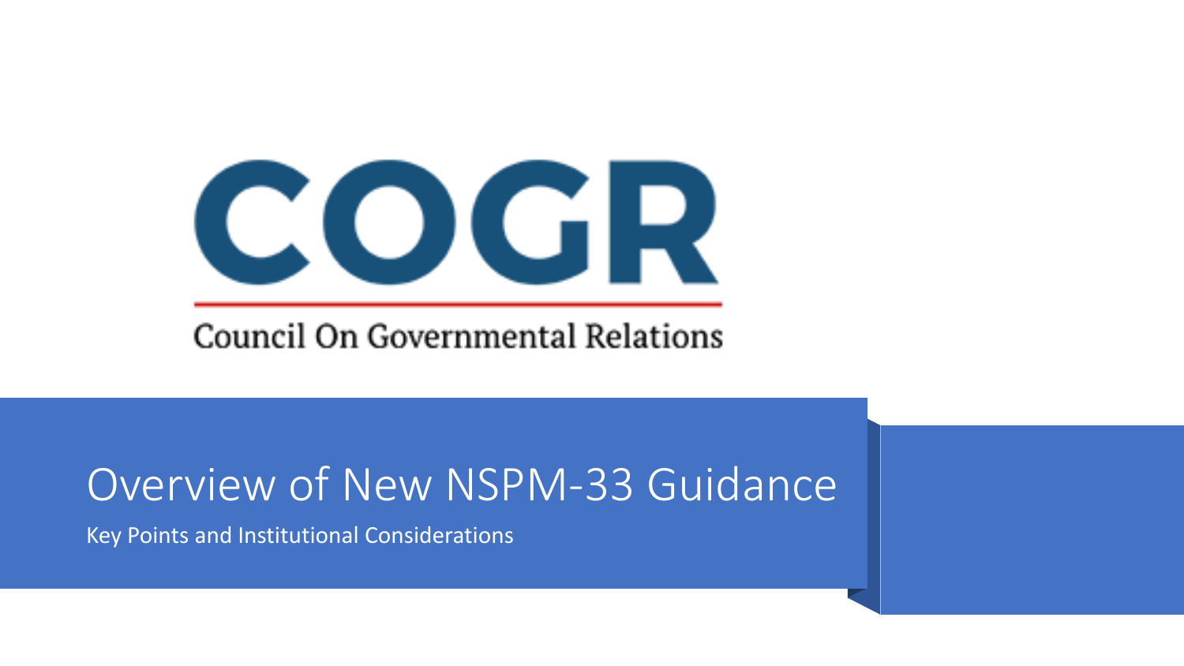COGR

Council On Governmental Relations

# Overview of New NSPM-33 Guidance

Key Points and Institutional Considerations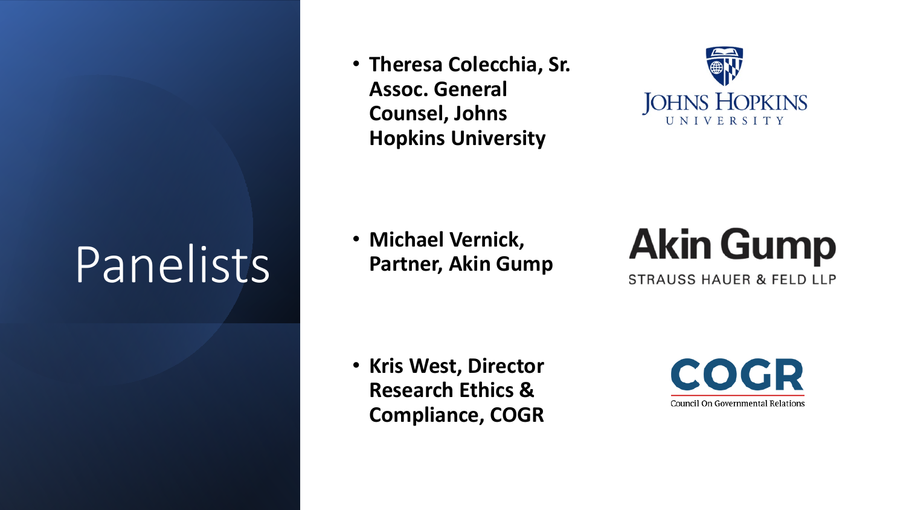# Panelists

- **Theresa Colecchia, Sr. Assoc. General Counsel, Johns Hopkins University**
- **Michael Vernick, Partner, Akin Gump**
- **Kris West, Director Research Ethics & Compliance, COGR**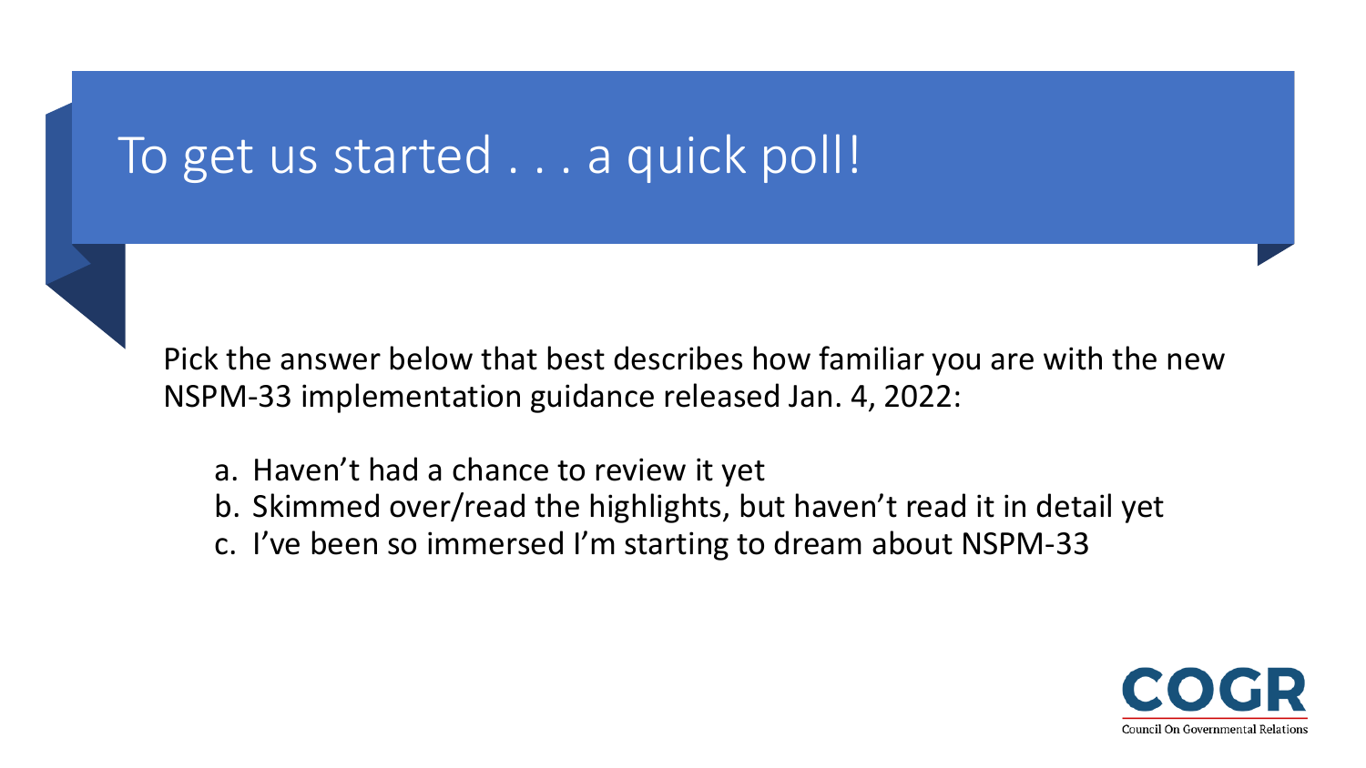# To get us started . . . a quick poll!

Pick the answer below that best describes how familiar you are with the new NSPM-33 implementation guidance released Jan. 4, 2022:

a. Haven't had a chance to review it yet
b. Skimmed over/read the highlights, but haven't read it in detail yet
c. I've been so immersed I'm starting to dream about NSPM-33

COGR
Council On Governmental Relations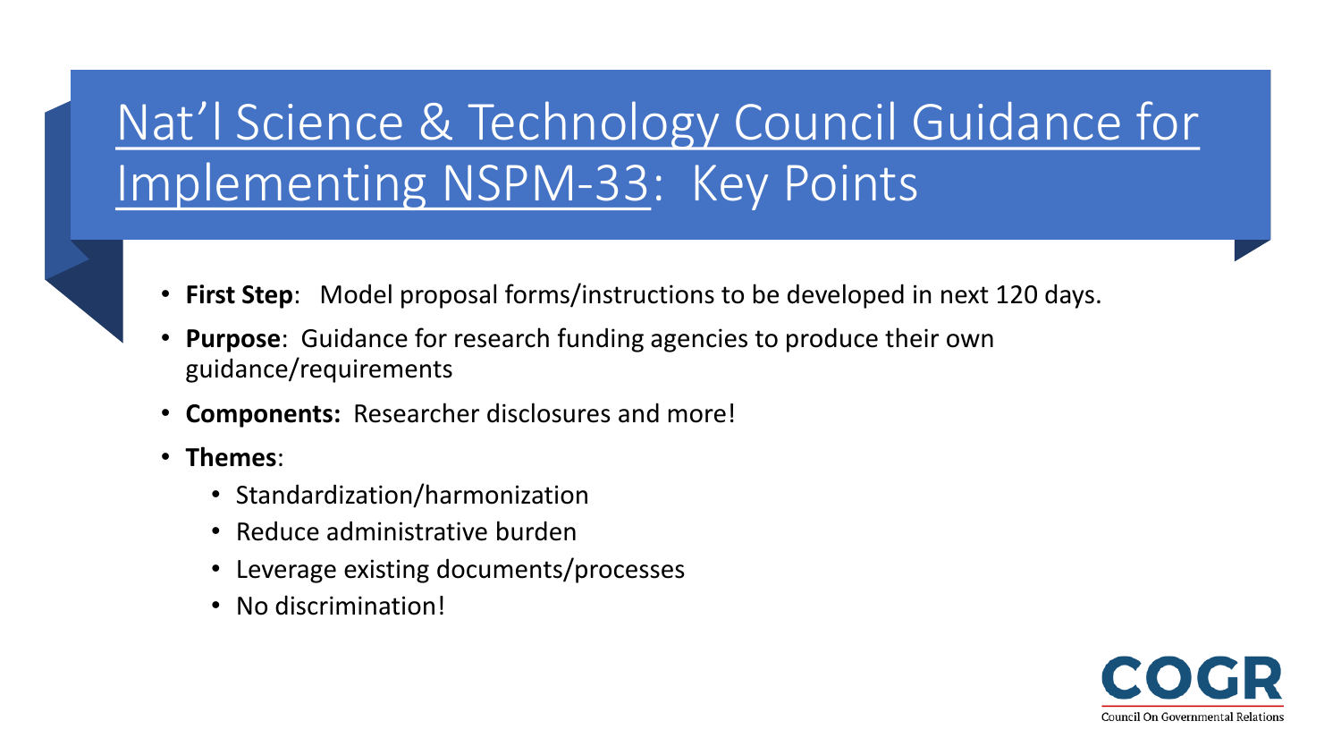# Nat'l Science & Technology Council Guidance for Implementing NSPM-33: Key Points

- **First Step**: Model proposal forms/instructions to be developed in next 120 days.
- **Purpose**: Guidance for research funding agencies to produce their own guidance/requirements
- **Components:** Researcher disclosures and more!
- **Themes**:
  - Standardization/harmonization
  - Reduce administrative burden
  - Leverage existing documents/processes
  - No discrimination!

COGR
Council On Governmental Relations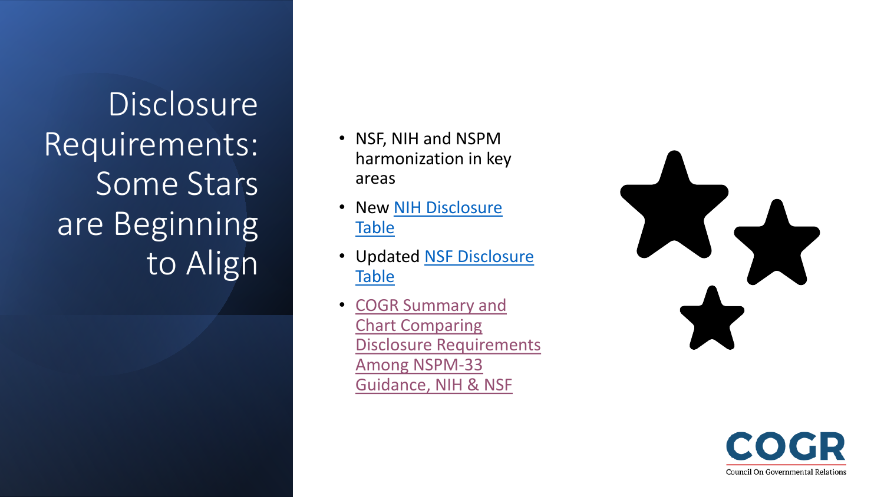# Disclosure Requirements: Some Stars are Beginning to Align

- NSF, NIH and NSPM harmonization in key areas
- New NIH Disclosure Table
- Updated NSF Disclosure Table
- COGR Summary and Chart Comparing Disclosure Requirements Among NSPM-33 Guidance, NIH & NSF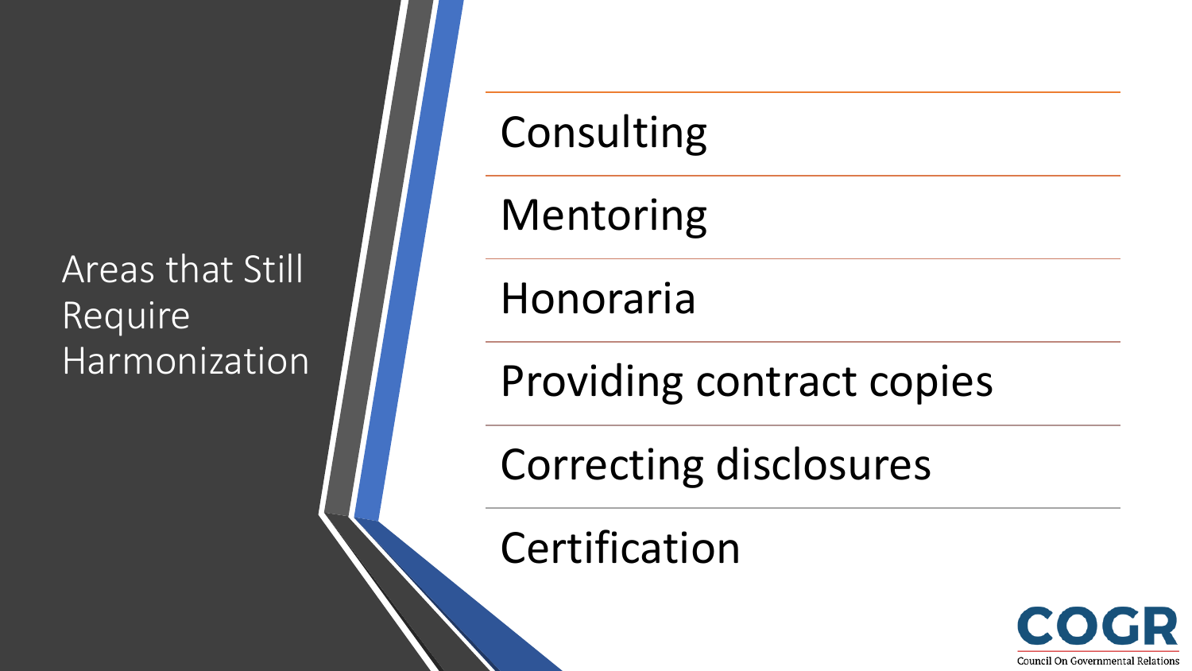## Areas that Still Require Harmonization

- Consulting
- Mentoring
- Honoraria
- Providing contract copies
- Correcting disclosures
- Certification

COGR
Council On Governmental Relations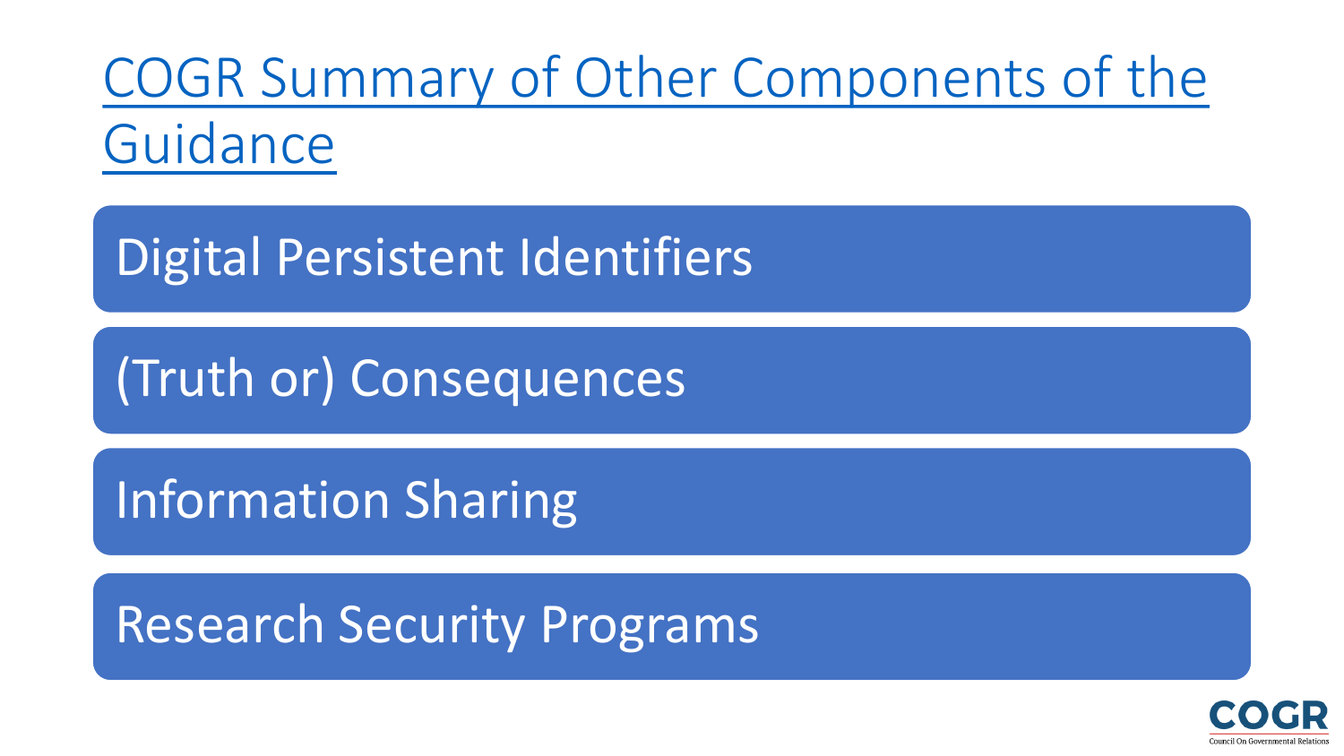# COGR Summary of Other Components of the Guidance

- Digital Persistent Identifiers
- (Truth or) Consequences
- Information Sharing
- Research Security Programs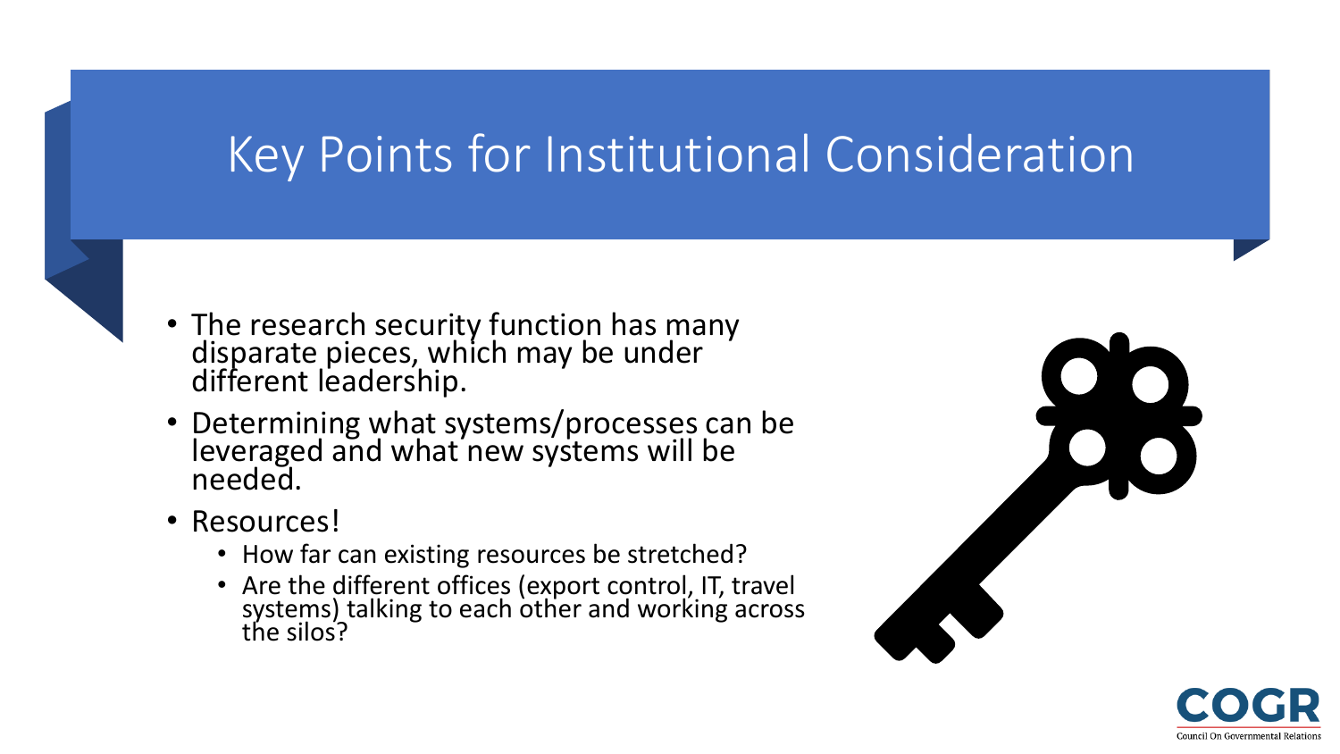# Key Points for Institutional Consideration

- The research security function has many disparate pieces, which may be under different leadership.
- Determining what systems/processes can be leveraged and what new systems will be needed.
- Resources!
  - How far can existing resources be stretched?
  - Are the different offices (export control, IT, travel systems) talking to each other and working across the silos?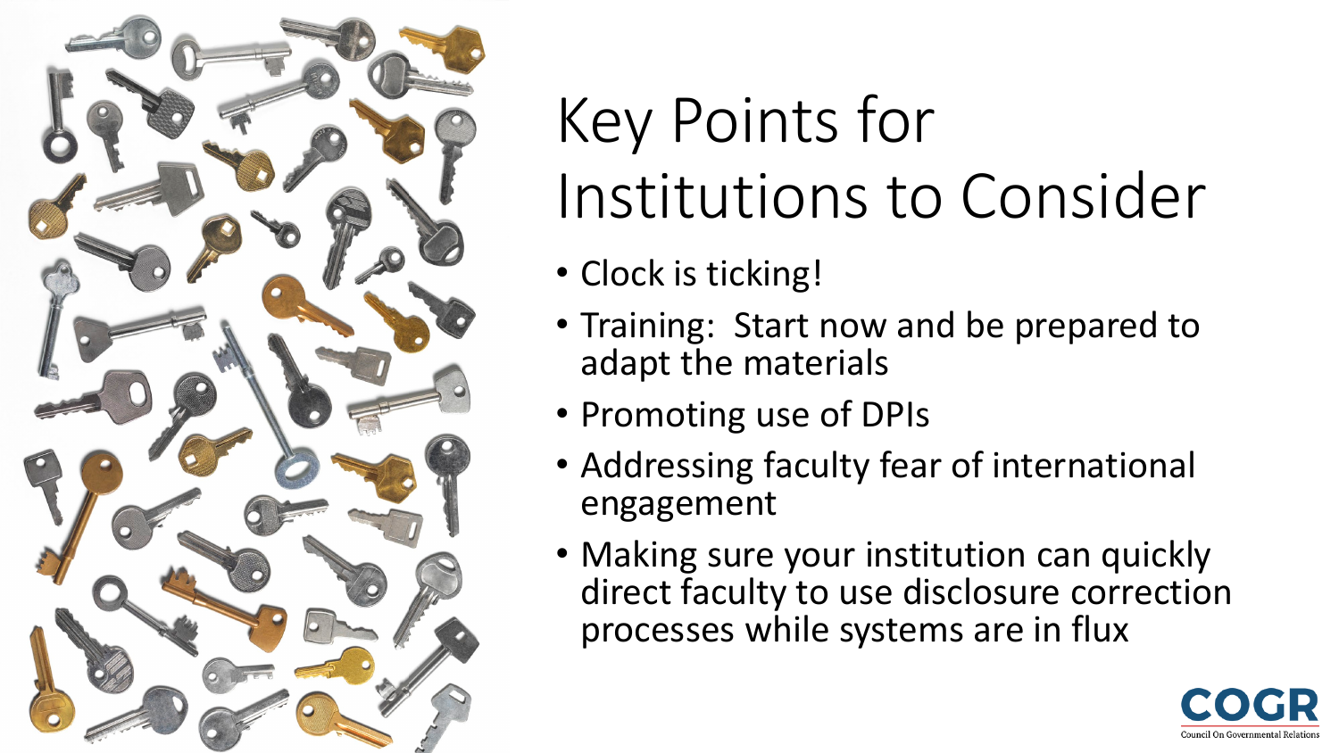# Key Points for Institutions to Consider

- Clock is ticking!
- Training: Start now and be prepared to adapt the materials
- Promoting use of DPIs
- Addressing faculty fear of international engagement
- Making sure your institution can quickly direct faculty to use disclosure correction processes while systems are in flux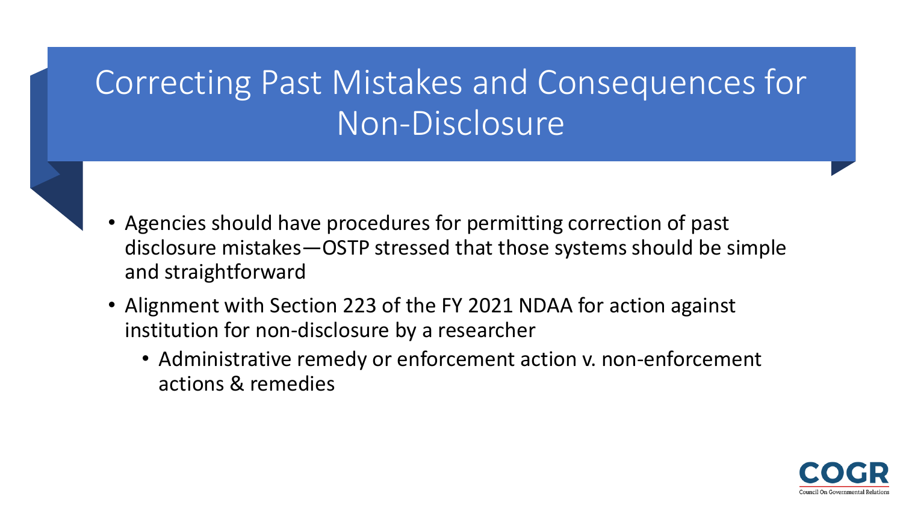# Correcting Past Mistakes and Consequences for Non-Disclosure

- Agencies should have procedures for permitting correction of past disclosure mistakes—OSTP stressed that those systems should be simple and straightforward
- Alignment with Section 223 of the FY 2021 NDAA for action against institution for non-disclosure by a researcher
  - Administrative remedy or enforcement action v. non-enforcement actions & remedies

COGR
Council On Governmental Relations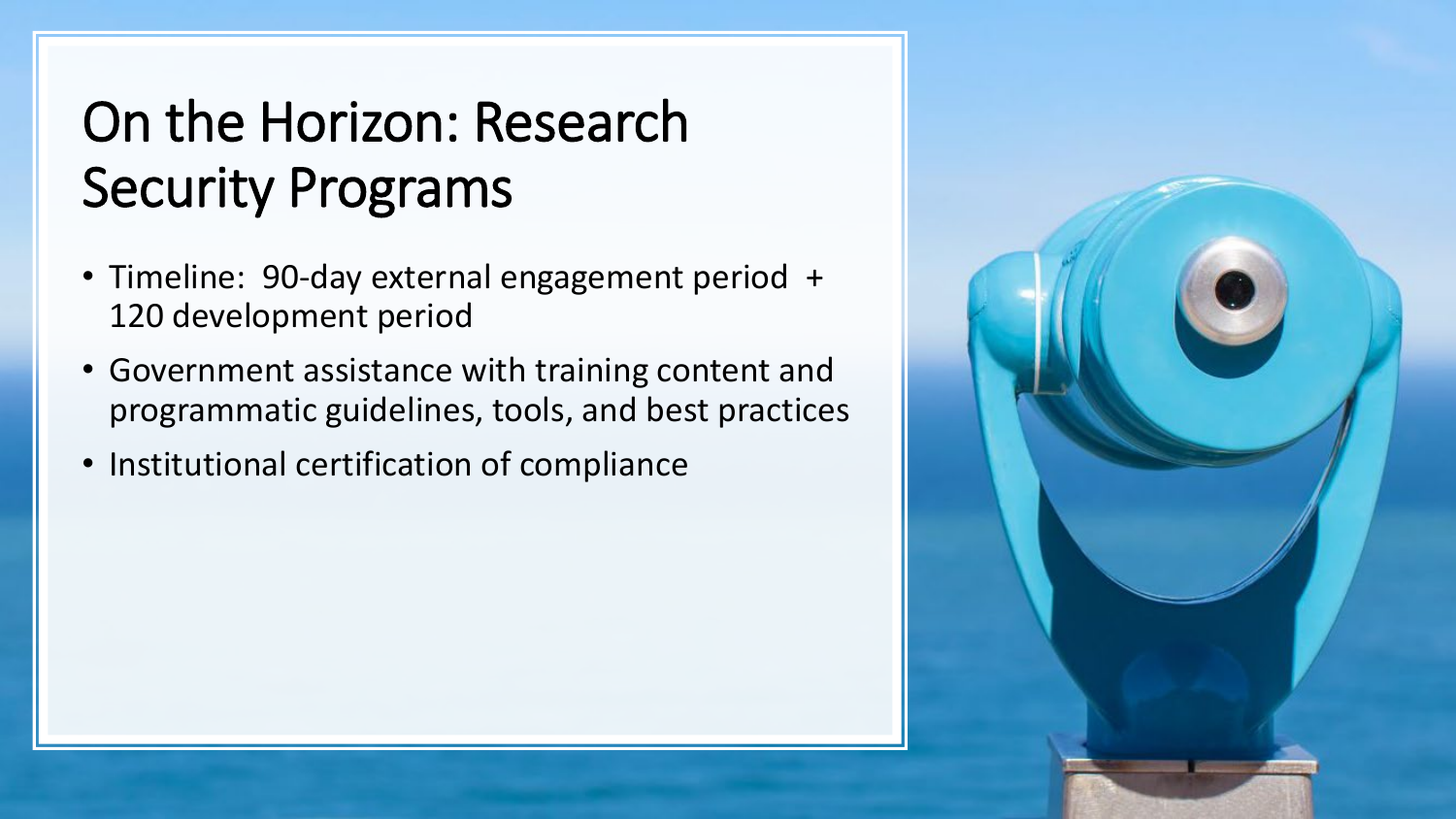# On the Horizon: Research Security Programs

- Timeline:  90-day external engagement period  + 120 development period
- Government assistance with training content and programmatic guidelines, tools, and best practices
- Institutional certification of compliance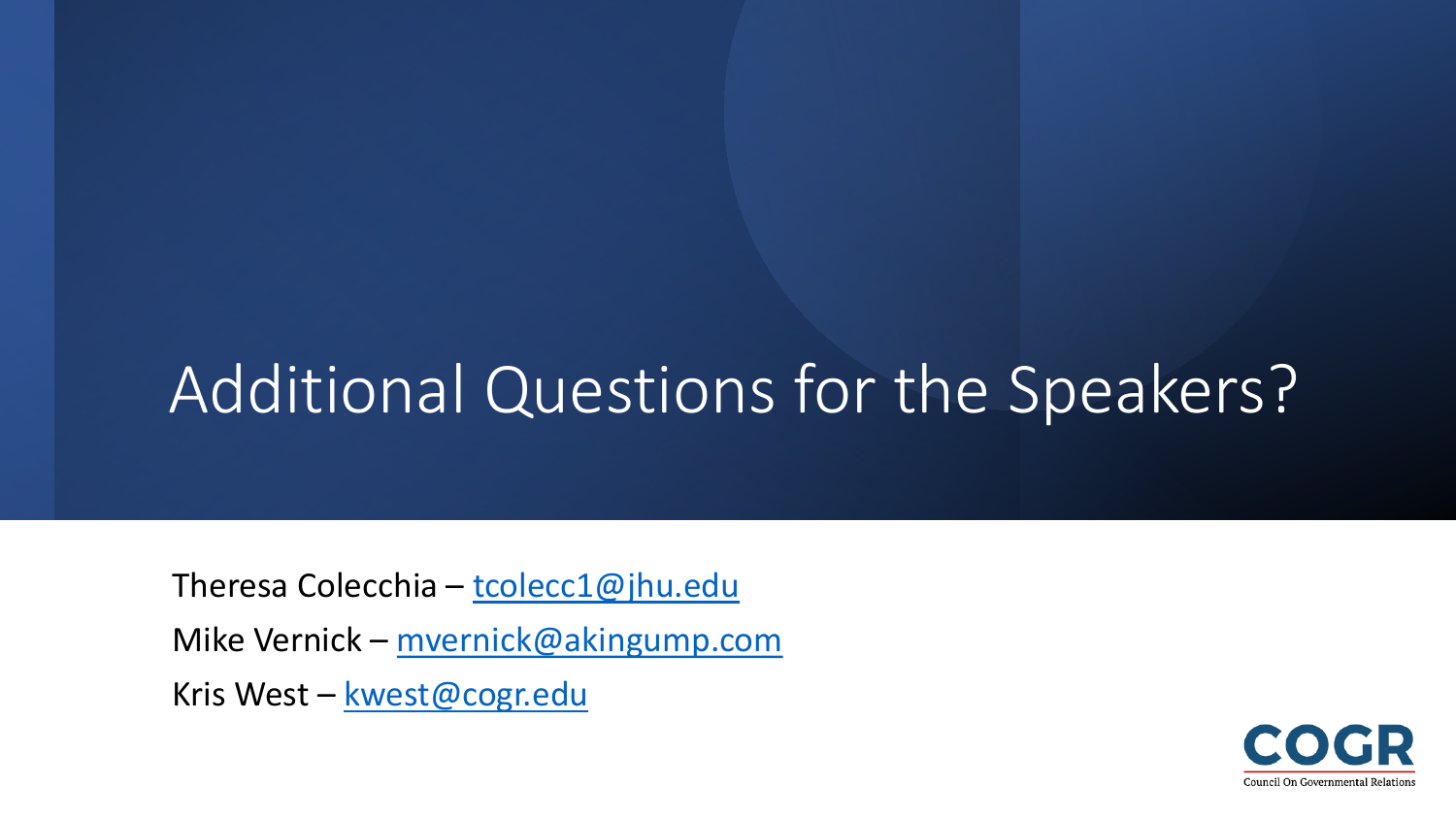# Additional Questions for the Speakers?

Theresa Colecchia – tcolecc1@jhu.edu

Mike Vernick – mvernick@akingump.com

Kris West – kwest@cogr.edu

COGR

Council On Governmental Relations